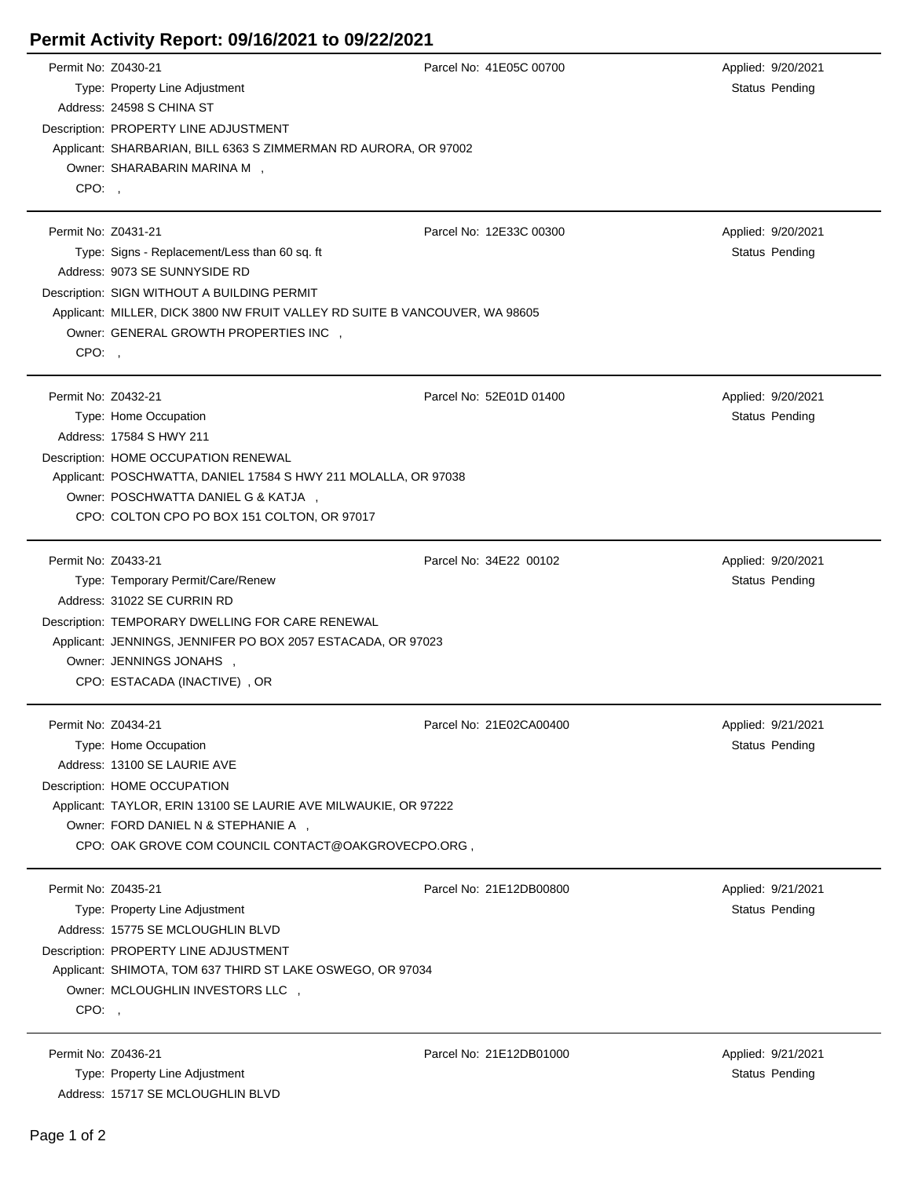# Permit Activity Report: 09/16/2021 to 09/22/2021

---

Permit No: Z0430-21 | Parcel No: 41E05C 00700 | Applied: 9/20/2021
Type: Property Line Adjustment | Status Pending
Address: 24598 S CHINA ST
Description: PROPERTY LINE ADJUSTMENT
Applicant: SHARBARIAN, BILL 6363 S ZIMMERMAN RD AURORA, OR 97002
Owner: SHARABARIN MARINA M ,
CPO: ,

---

Permit No: Z0431-21 | Parcel No: 12E33C 00300 | Applied: 9/20/2021
Type: Signs - Replacement/Less than 60 sq. ft | Status Pending
Address: 9073 SE SUNNYSIDE RD
Description: SIGN WITHOUT A BUILDING PERMIT
Applicant: MILLER, DICK 3800 NW FRUIT VALLEY RD SUITE B VANCOUVER, WA 98605
Owner: GENERAL GROWTH PROPERTIES INC ,
CPO: ,

---

Permit No: Z0432-21 | Parcel No: 52E01D 01400 | Applied: 9/20/2021
Type: Home Occupation | Status Pending
Address: 17584 S HWY 211
Description: HOME OCCUPATION RENEWAL
Applicant: POSCHWATTA, DANIEL 17584 S HWY 211 MOLALLA, OR 97038
Owner: POSCHWATTA DANIEL G & KATJA ,
CPO: COLTON CPO PO BOX 151 COLTON, OR 97017

---

Permit No: Z0433-21 | Parcel No: 34E22 00102 | Applied: 9/20/2021
Type: Temporary Permit/Care/Renew | Status Pending
Address: 31022 SE CURRIN RD
Description: TEMPORARY DWELLING FOR CARE RENEWAL
Applicant: JENNINGS, JENNIFER PO BOX 2057 ESTACADA, OR 97023
Owner: JENNINGS JONAHS ,
CPO: ESTACADA (INACTIVE) , OR

---

Permit No: Z0434-21 | Parcel No: 21E02CA00400 | Applied: 9/21/2021
Type: Home Occupation | Status Pending
Address: 13100 SE LAURIE AVE
Description: HOME OCCUPATION
Applicant: TAYLOR, ERIN 13100 SE LAURIE AVE MILWAUKIE, OR 97222
Owner: FORD DANIEL N & STEPHANIE A ,
CPO: OAK GROVE COM COUNCIL CONTACT@OAKGROVECPO.ORG ,

---

Permit No: Z0435-21 | Parcel No: 21E12DB00800 | Applied: 9/21/2021
Type: Property Line Adjustment | Status Pending
Address: 15775 SE MCLOUGHLIN BLVD
Description: PROPERTY LINE ADJUSTMENT
Applicant: SHIMOTA, TOM 637 THIRD ST LAKE OSWEGO, OR 97034
Owner: MCLOUGHLIN INVESTORS LLC ,
CPO: ,

---

Permit No: Z0436-21 | Parcel No: 21E12DB01000 | Applied: 9/21/2021
Type: Property Line Adjustment | Status Pending
Address: 15717 SE MCLOUGHLIN BLVD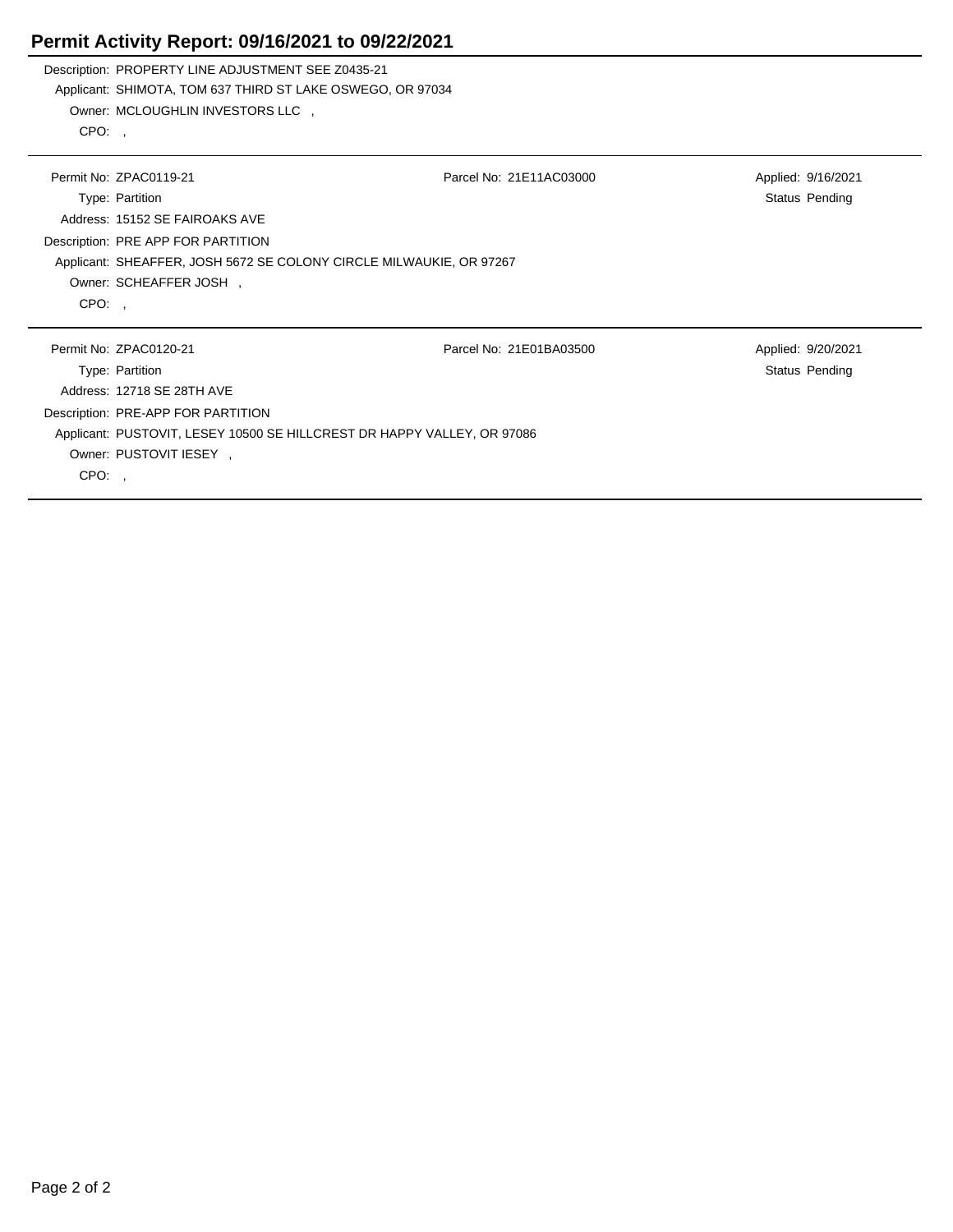# Permit Activity Report: 09/16/2021 to 09/22/2021

Description: PROPERTY LINE ADJUSTMENT SEE Z0435-21
Applicant: SHIMOTA, TOM 637 THIRD ST LAKE OSWEGO, OR 97034
Owner: MCLOUGHLIN INVESTORS LLC ,
CPO: ,

---

Permit No: ZPAC0119-21 | Parcel No: 21E11AC03000 | Applied: 9/16/2021
Type: Partition | Status Pending
Address: 15152 SE FAIROAKS AVE
Description: PRE APP FOR PARTITION
Applicant: SHEAFFER, JOSH 5672 SE COLONY CIRCLE MILWAUKIE, OR 97267
Owner: SCHEAFFER JOSH ,
CPO: ,

---

Permit No: ZPAC0120-21 | Parcel No: 21E01BA03500 | Applied: 9/20/2021
Type: Partition | Status Pending
Address: 12718 SE 28TH AVE
Description: PRE-APP FOR PARTITION
Applicant: PUSTOVIT, LESEY 10500 SE HILLCREST DR HAPPY VALLEY, OR 97086
Owner: PUSTOVIT IESEY ,
CPO: ,